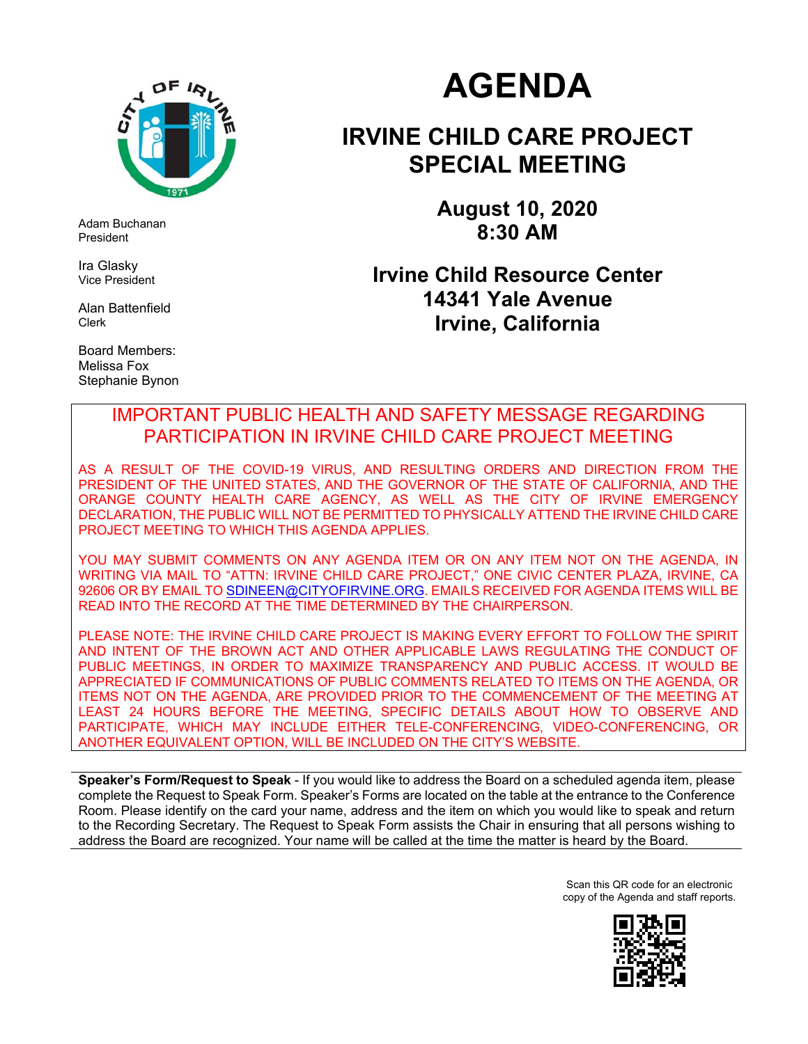# AGENDA

## IRVINE CHILD CARE PROJECT SPECIAL MEETING

**August 10, 2020**
**8:30 AM**

**Irvine Child Resource Center**
**14341 Yale Avenue**
**Irvine, California**

Adam Buchanan
President

Ira Glasky
Vice President

Alan Battenfield
Clerk

Board Members:
Melissa Fox
Stephanie Bynon

IMPORTANT PUBLIC HEALTH AND SAFETY MESSAGE REGARDING PARTICIPATION IN IRVINE CHILD CARE PROJECT MEETING

AS A RESULT OF THE COVID-19 VIRUS, AND RESULTING ORDERS AND DIRECTION FROM THE PRESIDENT OF THE UNITED STATES, AND THE GOVERNOR OF THE STATE OF CALIFORNIA, AND THE ORANGE COUNTY HEALTH CARE AGENCY, AS WELL AS THE CITY OF IRVINE EMERGENCY DECLARATION, THE PUBLIC WILL NOT BE PERMITTED TO PHYSICALLY ATTEND THE IRVINE CHILD CARE PROJECT MEETING TO WHICH THIS AGENDA APPLIES.

YOU MAY SUBMIT COMMENTS ON ANY AGENDA ITEM OR ON ANY ITEM NOT ON THE AGENDA, IN WRITING VIA MAIL TO "ATTN: IRVINE CHILD CARE PROJECT," ONE CIVIC CENTER PLAZA, IRVINE, CA 92606 OR BY EMAIL TO SDINEEN@CITYOFIRVINE.ORG. EMAILS RECEIVED FOR AGENDA ITEMS WILL BE READ INTO THE RECORD AT THE TIME DETERMINED BY THE CHAIRPERSON.

PLEASE NOTE: THE IRVINE CHILD CARE PROJECT IS MAKING EVERY EFFORT TO FOLLOW THE SPIRIT AND INTENT OF THE BROWN ACT AND OTHER APPLICABLE LAWS REGULATING THE CONDUCT OF PUBLIC MEETINGS, IN ORDER TO MAXIMIZE TRANSPARENCY AND PUBLIC ACCESS. IT WOULD BE APPRECIATED IF COMMUNICATIONS OF PUBLIC COMMENTS RELATED TO ITEMS ON THE AGENDA, OR ITEMS NOT ON THE AGENDA, ARE PROVIDED PRIOR TO THE COMMENCEMENT OF THE MEETING AT LEAST 24 HOURS BEFORE THE MEETING, SPECIFIC DETAILS ABOUT HOW TO OBSERVE AND PARTICIPATE, WHICH MAY INCLUDE EITHER TELE-CONFERENCING, VIDEO-CONFERENCING, OR ANOTHER EQUIVALENT OPTION, WILL BE INCLUDED ON THE CITY'S WEBSITE.

**Speaker's Form/Request to Speak** - If you would like to address the Board on a scheduled agenda item, please complete the Request to Speak Form. Speaker's Forms are located on the table at the entrance to the Conference Room. Please identify on the card your name, address and the item on which you would like to speak and return to the Recording Secretary. The Request to Speak Form assists the Chair in ensuring that all persons wishing to address the Board are recognized. Your name will be called at the time the matter is heard by the Board.

Scan this QR code for an electronic copy of the Agenda and staff reports.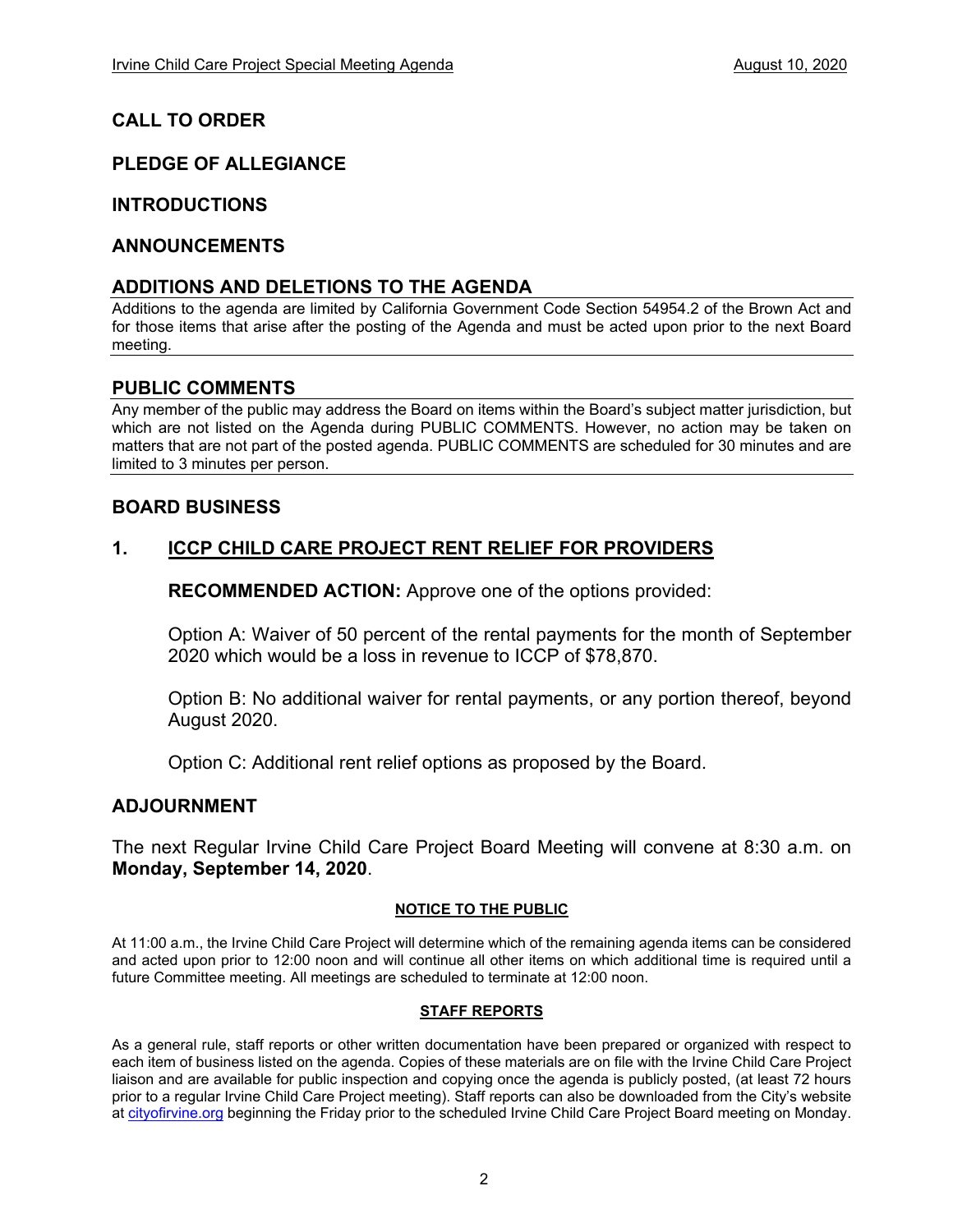## CALL TO ORDER

## PLEDGE OF ALLEGIANCE

## INTRODUCTIONS

## ANNOUNCEMENTS

## ADDITIONS AND DELETIONS TO THE AGENDA

Additions to the agenda are limited by California Government Code Section 54954.2 of the Brown Act and for those items that arise after the posting of the Agenda and must be acted upon prior to the next Board meeting.

## PUBLIC COMMENTS

Any member of the public may address the Board on items within the Board's subject matter jurisdiction, but which are not listed on the Agenda during PUBLIC COMMENTS. However, no action may be taken on matters that are not part of the posted agenda. PUBLIC COMMENTS are scheduled for 30 minutes and are limited to 3 minutes per person.

## BOARD BUSINESS

### 1. ICCP CHILD CARE PROJECT RENT RELIEF FOR PROVIDERS

**RECOMMENDED ACTION:** Approve one of the options provided:

Option A: Waiver of 50 percent of the rental payments for the month of September 2020 which would be a loss in revenue to ICCP of $78,870.

Option B: No additional waiver for rental payments, or any portion thereof, beyond August 2020.

Option C: Additional rent relief options as proposed by the Board.

## ADJOURNMENT

The next Regular Irvine Child Care Project Board Meeting will convene at 8:30 a.m. on **Monday, September 14, 2020**.

**NOTICE TO THE PUBLIC**

At 11:00 a.m., the Irvine Child Care Project will determine which of the remaining agenda items can be considered and acted upon prior to 12:00 noon and will continue all other items on which additional time is required until a future Committee meeting. All meetings are scheduled to terminate at 12:00 noon.

**STAFF REPORTS**

As a general rule, staff reports or other written documentation have been prepared or organized with respect to each item of business listed on the agenda. Copies of these materials are on file with the Irvine Child Care Project liaison and are available for public inspection and copying once the agenda is publicly posted, (at least 72 hours prior to a regular Irvine Child Care Project meeting). Staff reports can also be downloaded from the City's website at cityofirvine.org beginning the Friday prior to the scheduled Irvine Child Care Project Board meeting on Monday.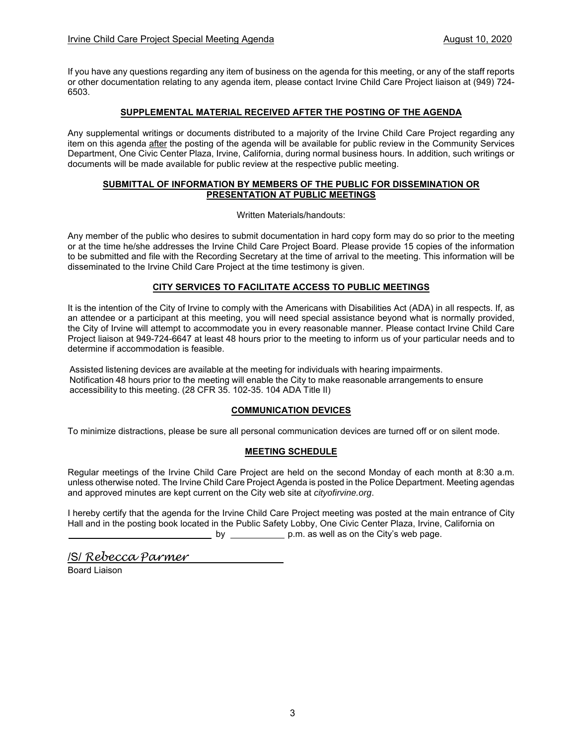If you have any questions regarding any item of business on the agenda for this meeting, or any of the staff reports or other documentation relating to any agenda item, please contact Irvine Child Care Project liaison at (949) 724-6503.

## SUPPLEMENTAL MATERIAL RECEIVED AFTER THE POSTING OF THE AGENDA

Any supplemental writings or documents distributed to a majority of the Irvine Child Care Project regarding any item on this agenda after the posting of the agenda will be available for public review in the Community Services Department, One Civic Center Plaza, Irvine, California, during normal business hours. In addition, such writings or documents will be made available for public review at the respective public meeting.

## SUBMITTAL OF INFORMATION BY MEMBERS OF THE PUBLIC FOR DISSEMINATION OR PRESENTATION AT PUBLIC MEETINGS

Written Materials/handouts:

Any member of the public who desires to submit documentation in hard copy form may do so prior to the meeting or at the time he/she addresses the Irvine Child Care Project Board. Please provide 15 copies of the information to be submitted and file with the Recording Secretary at the time of arrival to the meeting. This information will be disseminated to the Irvine Child Care Project at the time testimony is given.

## CITY SERVICES TO FACILITATE ACCESS TO PUBLIC MEETINGS

It is the intention of the City of Irvine to comply with the Americans with Disabilities Act (ADA) in all respects. If, as an attendee or a participant at this meeting, you will need special assistance beyond what is normally provided, the City of Irvine will attempt to accommodate you in every reasonable manner. Please contact Irvine Child Care Project liaison at 949-724-6647 at least 48 hours prior to the meeting to inform us of your particular needs and to determine if accommodation is feasible.

Assisted listening devices are available at the meeting for individuals with hearing impairments. Notification 48 hours prior to the meeting will enable the City to make reasonable arrangements to ensure accessibility to this meeting. (28 CFR 35. 102-35. 104 ADA Title II)

## COMMUNICATION DEVICES

To minimize distractions, please be sure all personal communication devices are turned off or on silent mode.

## MEETING SCHEDULE

Regular meetings of the Irvine Child Care Project are held on the second Monday of each month at 8:30 a.m. unless otherwise noted. The Irvine Child Care Project Agenda is posted in the Police Department. Meeting agendas and approved minutes are kept current on the City web site at *cityofirvine.org*.

I hereby certify that the agenda for the Irvine Child Care Project meeting was posted at the main entrance of City Hall and in the posting book located in the Public Safety Lobby, One Civic Center Plaza, Irvine, California on ______________________________ by ___________ p.m. as well as on the City's web page.

/S/ *Rebecca Parmer*

Board Liaison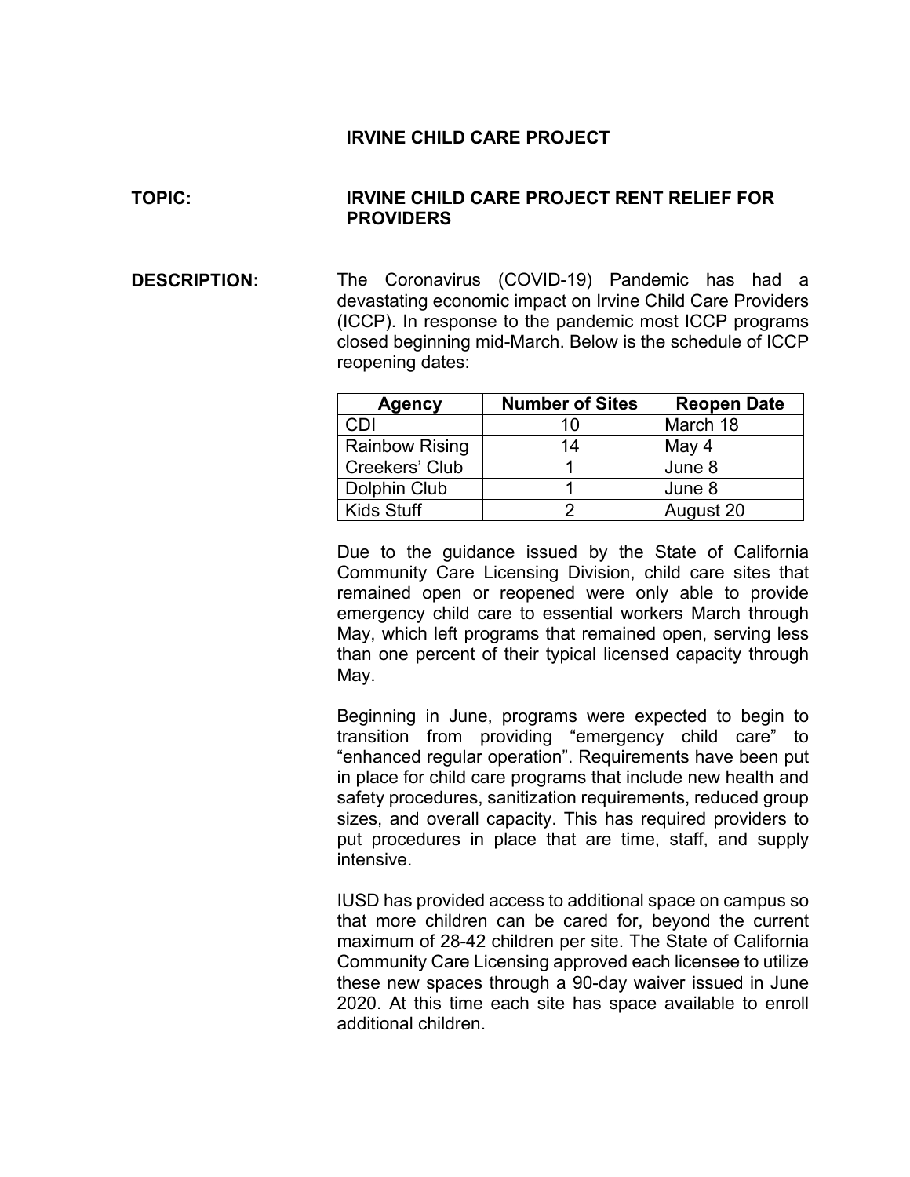**IRVINE CHILD CARE PROJECT**

**TOPIC:** **IRVINE CHILD CARE PROJECT RENT RELIEF FOR PROVIDERS**

**DESCRIPTION:** The Coronavirus (COVID-19) Pandemic has had a devastating economic impact on Irvine Child Care Providers (ICCP). In response to the pandemic most ICCP programs closed beginning mid-March. Below is the schedule of ICCP reopening dates:

| Agency | Number of Sites | Reopen Date |
|---|---|---|
| CDI | 10 | March 18 |
| Rainbow Rising | 14 | May 4 |
| Creekers' Club | 1 | June 8 |
| Dolphin Club | 1 | June 8 |
| Kids Stuff | 2 | August 20 |

Due to the guidance issued by the State of California Community Care Licensing Division, child care sites that remained open or reopened were only able to provide emergency child care to essential workers March through May, which left programs that remained open, serving less than one percent of their typical licensed capacity through May.

Beginning in June, programs were expected to begin to transition from providing "emergency child care" to "enhanced regular operation". Requirements have been put in place for child care programs that include new health and safety procedures, sanitization requirements, reduced group sizes, and overall capacity. This has required providers to put procedures in place that are time, staff, and supply intensive.

IUSD has provided access to additional space on campus so that more children can be cared for, beyond the current maximum of 28-42 children per site. The State of California Community Care Licensing approved each licensee to utilize these new spaces through a 90-day waiver issued in June 2020. At this time each site has space available to enroll additional children.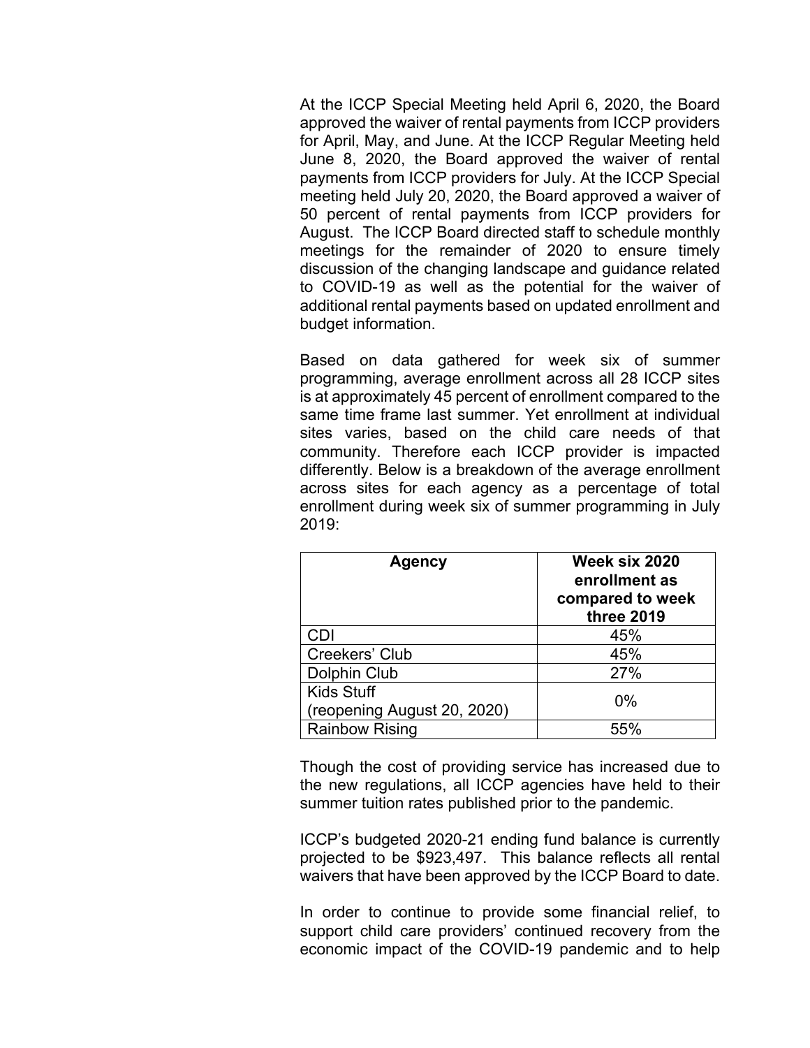At the ICCP Special Meeting held April 6, 2020, the Board approved the waiver of rental payments from ICCP providers for April, May, and June. At the ICCP Regular Meeting held June 8, 2020, the Board approved the waiver of rental payments from ICCP providers for July. At the ICCP Special meeting held July 20, 2020, the Board approved a waiver of 50 percent of rental payments from ICCP providers for August. The ICCP Board directed staff to schedule monthly meetings for the remainder of 2020 to ensure timely discussion of the changing landscape and guidance related to COVID-19 as well as the potential for the waiver of additional rental payments based on updated enrollment and budget information.

Based on data gathered for week six of summer programming, average enrollment across all 28 ICCP sites is at approximately 45 percent of enrollment compared to the same time frame last summer. Yet enrollment at individual sites varies, based on the child care needs of that community. Therefore each ICCP provider is impacted differently. Below is a breakdown of the average enrollment across sites for each agency as a percentage of total enrollment during week six of summer programming in July 2019:

| Agency | Week six 2020 enrollment as compared to week three 2019 |
|---|---|
| CDI | 45% |
| Creekers' Club | 45% |
| Dolphin Club | 27% |
| Kids Stuff (reopening August 20, 2020) | 0% |
| Rainbow Rising | 55% |

Though the cost of providing service has increased due to the new regulations, all ICCP agencies have held to their summer tuition rates published prior to the pandemic.

ICCP's budgeted 2020-21 ending fund balance is currently projected to be $923,497. This balance reflects all rental waivers that have been approved by the ICCP Board to date.

In order to continue to provide some financial relief, to support child care providers' continued recovery from the economic impact of the COVID-19 pandemic and to help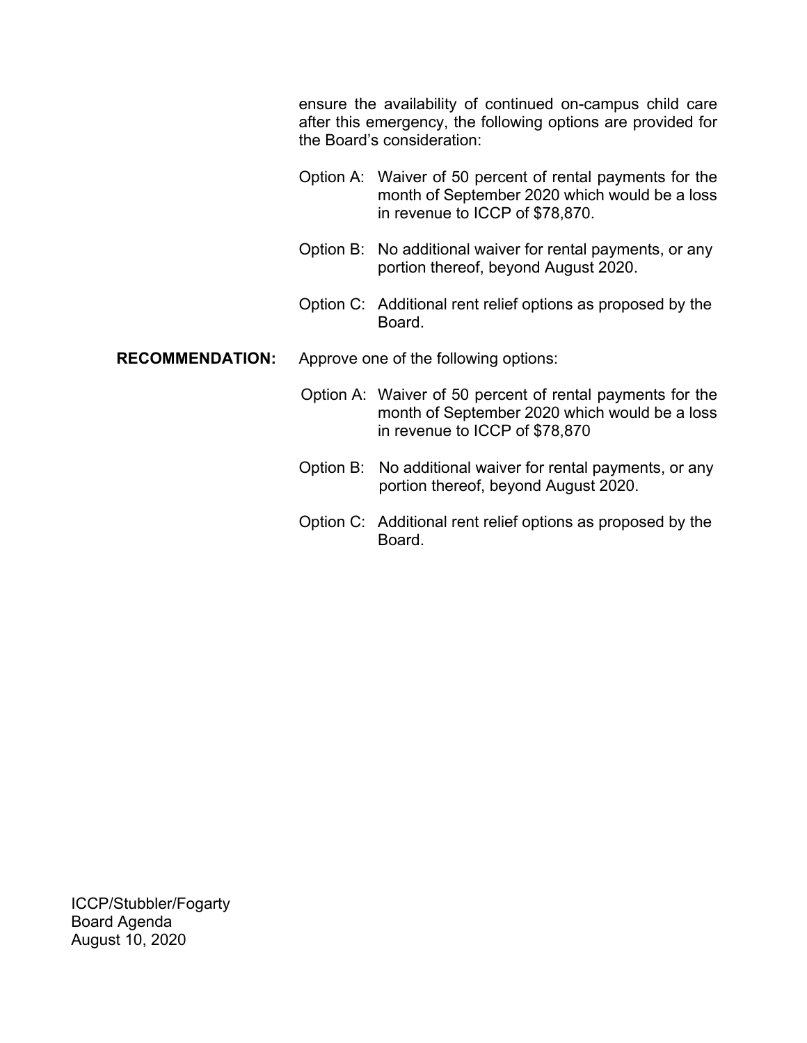ensure the availability of continued on-campus child care after this emergency, the following options are provided for the Board's consideration:

Option A: Waiver of 50 percent of rental payments for the month of September 2020 which would be a loss in revenue to ICCP of $78,870.

Option B: No additional waiver for rental payments, or any portion thereof, beyond August 2020.

Option C: Additional rent relief options as proposed by the Board.

**RECOMMENDATION:** Approve one of the following options:

Option A: Waiver of 50 percent of rental payments for the month of September 2020 which would be a loss in revenue to ICCP of $78,870

Option B: No additional waiver for rental payments, or any portion thereof, beyond August 2020.

Option C: Additional rent relief options as proposed by the Board.

ICCP/Stubbler/Fogarty
Board Agenda
August 10, 2020